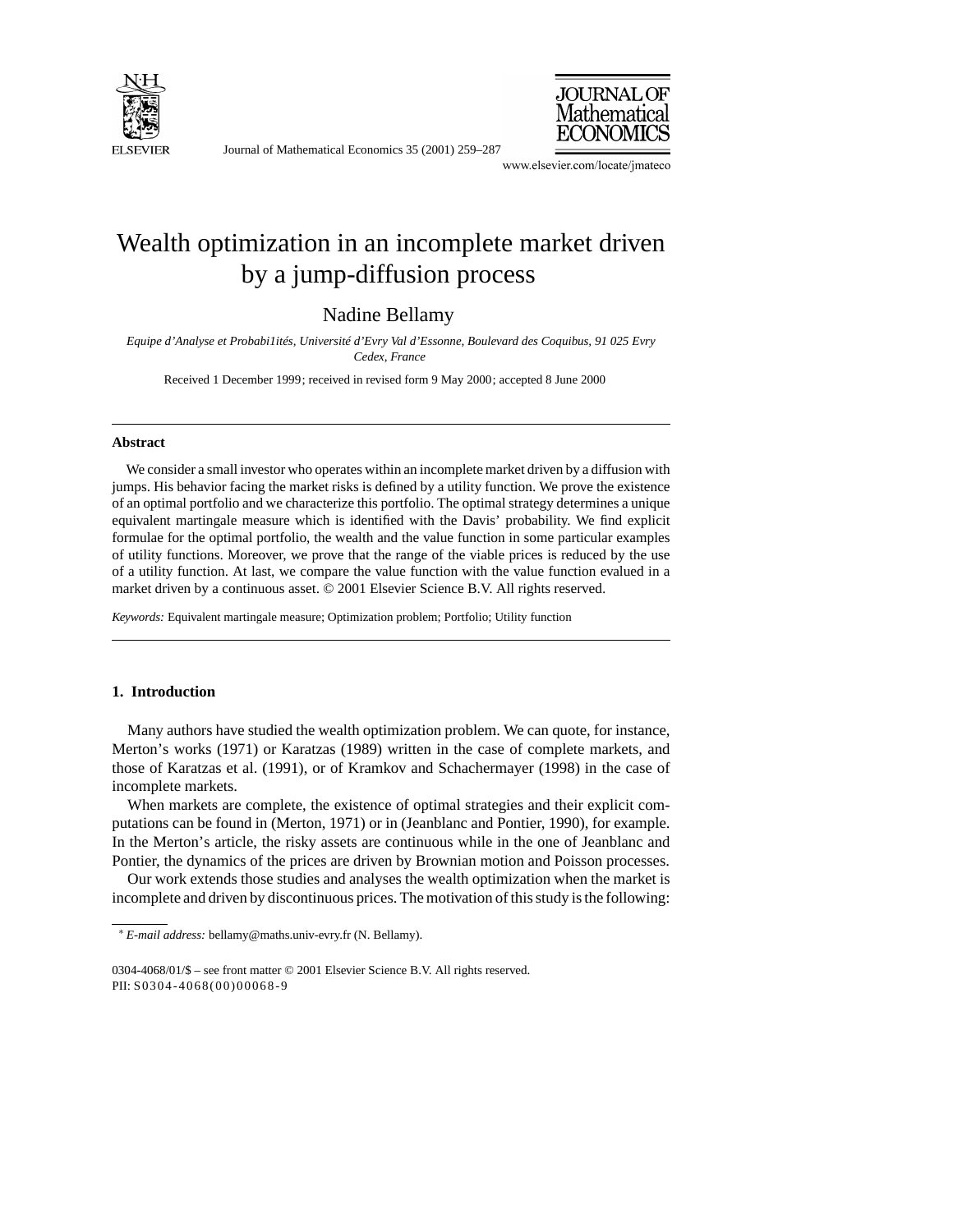# Wealth optimization in an incomplete market driven by a jump-diffusion process

Nadine Bellamy

*Equipe d'Analyse et Probabi1ités, Université d'Evry Val d'Essonne, Boulevard des Coquibus, 91 025 Evry Cedex, France*

Received 1 December 1999; received in revised form 9 May 2000; accepted 8 June 2000

## Abstract

We consider a small investor who operates within an incomplete market driven by a diffusion with jumps. His behavior facing the market risks is defined by a utility function. We prove the existence of an optimal portfolio and we characterize this portfolio. The optimal strategy determines a unique equivalent martingale measure which is identified with the Davis' probability. We find explicit formulae for the optimal portfolio, the wealth and the value function in some particular examples of utility functions. Moreover, we prove that the range of the viable prices is reduced by the use of a utility function. At last, we compare the value function with the value function evalued in a market driven by a continuous asset. © 2001 Elsevier Science B.V. All rights reserved.

*Keywords:* Equivalent martingale measure; Optimization problem; Portfolio; Utility function

## 1. Introduction

Many authors have studied the wealth optimization problem. We can quote, for instance, Merton's works (1971) or Karatzas (1989) written in the case of complete markets, and those of Karatzas et al. (1991), or of Kramkov and Schachermayer (1998) in the case of incomplete markets.

When markets are complete, the existence of optimal strategies and their explicit computations can be found in (Merton, 1971) or in (Jeanblanc and Pontier, 1990), for example. In the Merton's article, the risky assets are continuous while in the one of Jeanblanc and Pontier, the dynamics of the prices are driven by Brownian motion and Poisson processes.

Our work extends those studies and analyses the wealth optimization when the market is incomplete and driven by discontinuous prices. The motivation of this study is the following:

[*] *E-mail address:* bellamy@maths.univ-evry.fr (N. Bellamy).

0304-4068/01/$ – see front matter © 2001 Elsevier Science B.V. All rights reserved.
PII: S0304-4068(00)00068-9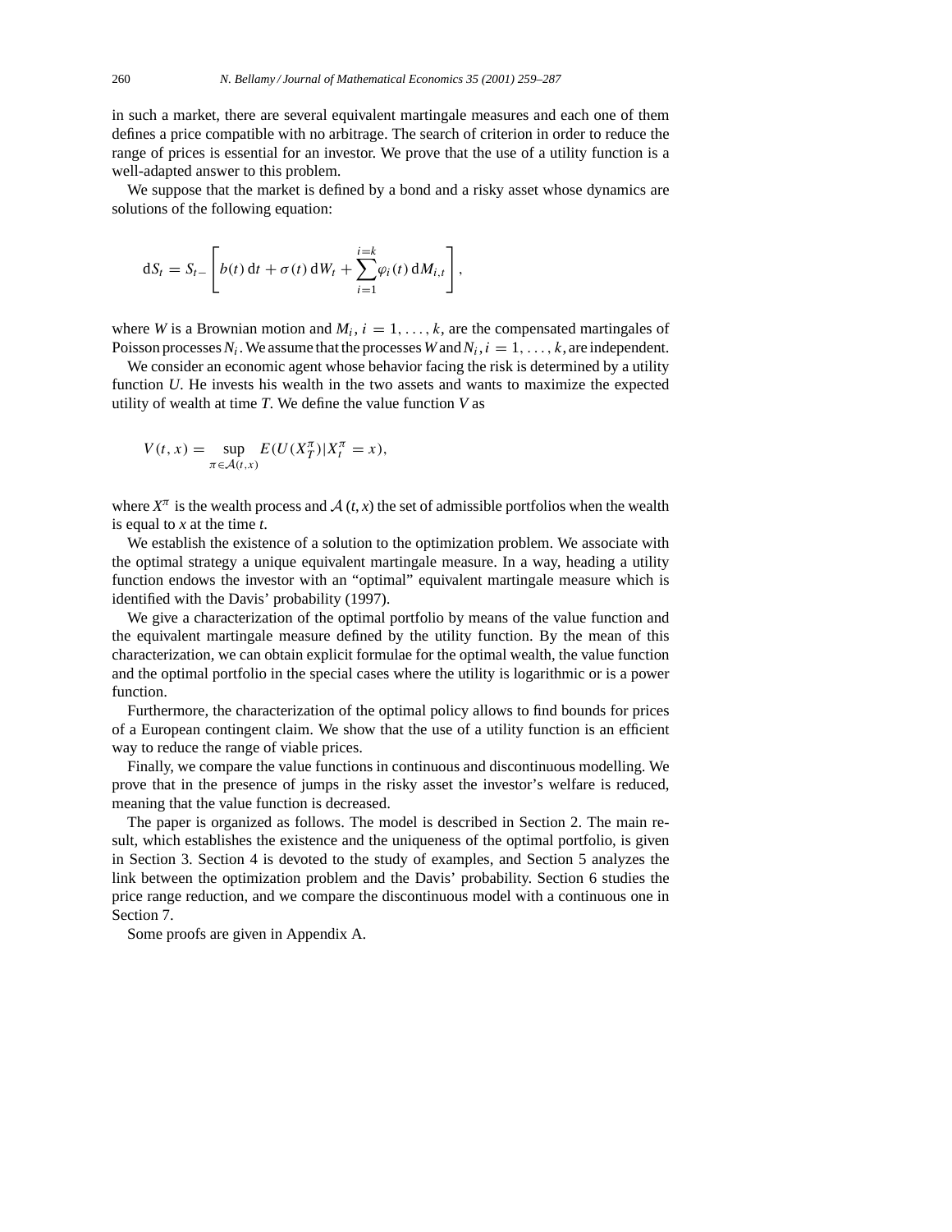in such a market, there are several equivalent martingale measures and each one of them defines a price compatible with no arbitrage. The search of criterion in order to reduce the range of prices is essential for an investor. We prove that the use of a utility function is a well-adapted answer to this problem.

We suppose that the market is defined by a bond and a risky asset whose dynamics are solutions of the following equation:

$$dS_t = S_{t-}\left[b(t)\,dt + \sigma(t)\,dW_t + \sum_{i=1}^{i=k}\varphi_i(t)\,dM_{i,t}\right],$$

where $W$ is a Brownian motion and $M_i$, $i = 1, \ldots, k$, are the compensated martingales of Poisson processes $N_i$. We assume that the processes $W$ and $N_i$, $i = 1, \ldots, k$, are independent.

We consider an economic agent whose behavior facing the risk is determined by a utility function $U$. He invests his wealth in the two assets and wants to maximize the expected utility of wealth at time $T$. We define the value function $V$ as

$$V(t, x) = \sup_{\pi \in \mathcal{A}(t,x)} E(U(X_T^\pi)|X_t^\pi = x),$$

where $X^\pi$ is the wealth process and $\mathcal{A}(t, x)$ the set of admissible portfolios when the wealth is equal to $x$ at the time $t$.

We establish the existence of a solution to the optimization problem. We associate with the optimal strategy a unique equivalent martingale measure. In a way, heading a utility function endows the investor with an "optimal" equivalent martingale measure which is identified with the Davis' probability (1997).

We give a characterization of the optimal portfolio by means of the value function and the equivalent martingale measure defined by the utility function. By the mean of this characterization, we can obtain explicit formulae for the optimal wealth, the value function and the optimal portfolio in the special cases where the utility is logarithmic or is a power function.

Furthermore, the characterization of the optimal policy allows to find bounds for prices of a European contingent claim. We show that the use of a utility function is an efficient way to reduce the range of viable prices.

Finally, we compare the value functions in continuous and discontinuous modelling. We prove that in the presence of jumps in the risky asset the investor's welfare is reduced, meaning that the value function is decreased.

The paper is organized as follows. The model is described in Section 2. The main result, which establishes the existence and the uniqueness of the optimal portfolio, is given in Section 3. Section 4 is devoted to the study of examples, and Section 5 analyzes the link between the optimization problem and the Davis' probability. Section 6 studies the price range reduction, and we compare the discontinuous model with a continuous one in Section 7.

Some proofs are given in Appendix A.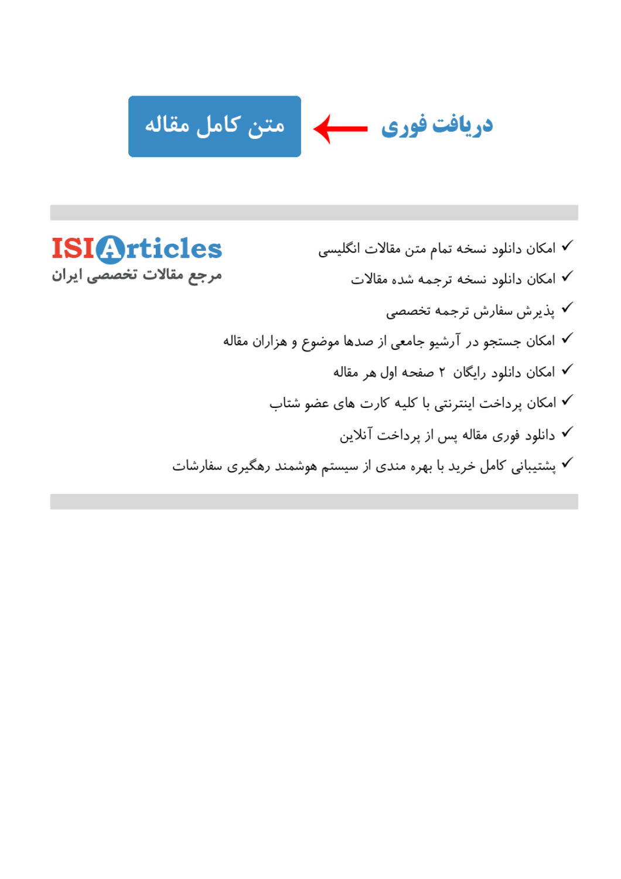دریافت فوری ← **متن کامل مقاله**

**ISIArticles**
مرجع مقالات تخصصی ایران

- ✓ امکان دانلود نسخه تمام متن مقالات انگلیسی
- ✓ امکان دانلود نسخه ترجمه شده مقالات
- ✓ پذیرش سفارش ترجمه تخصصی
- ✓ امکان جستجو در آرشیو جامعی از صدها موضوع و هزاران مقاله
- ✓ امکان دانلود رایگان ۲ صفحه اول هر مقاله
- ✓ امکان پرداخت اینترنتی با کلیه کارت های عضو شتاب
- ✓ دانلود فوری مقاله پس از پرداخت آنلاین
- ✓ پشتیبانی کامل خرید با بهره مندی از سیستم هوشمند رهگیری سفارشات